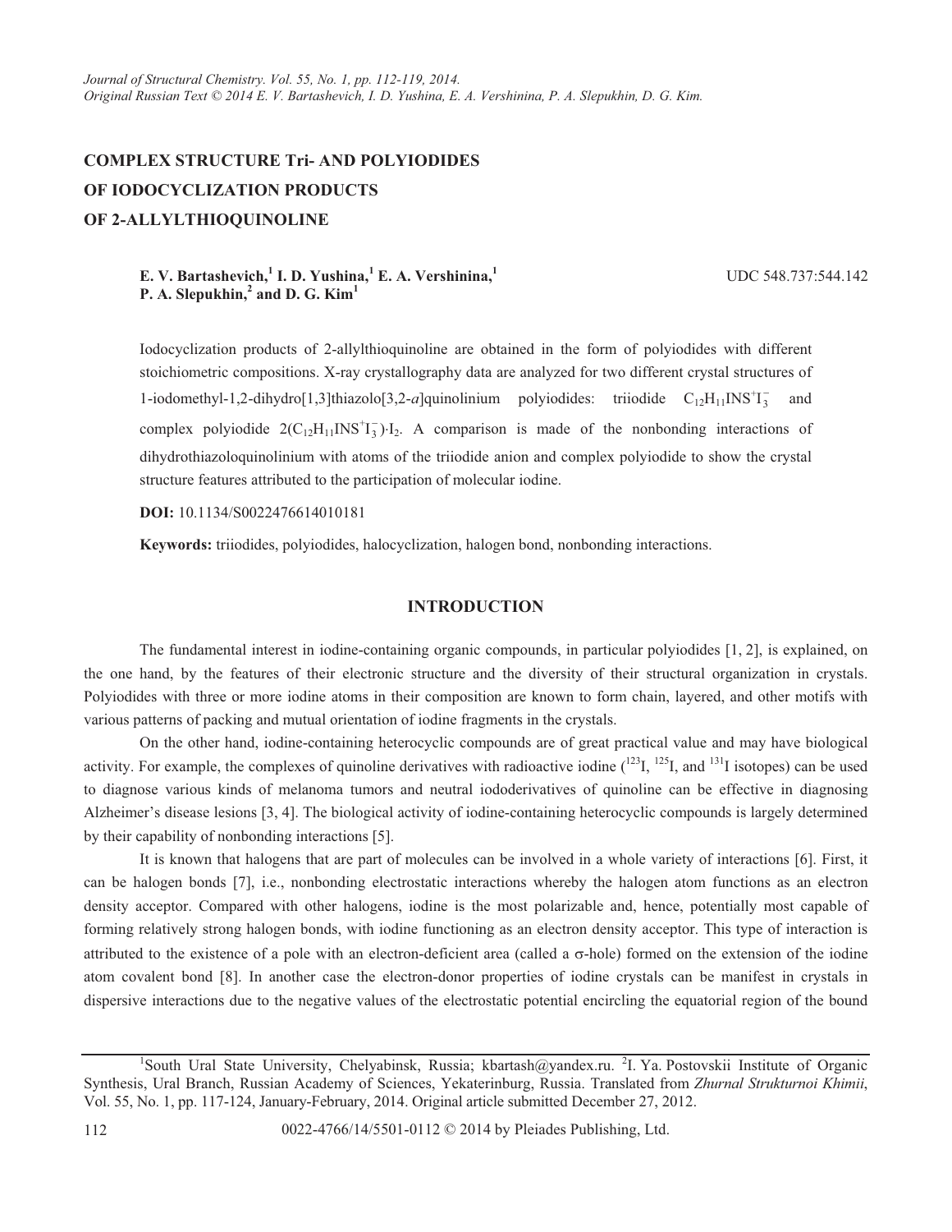# COMPLEX STRUCTURE Tri- AND POLYIODIDES OF IODOCYCLIZATION PRODUCTS OF 2-ALLYLTHIOQUINOLINE

**E. V. Bartashevich,[1] I. D. Yushina,[1] E. A. Vershinina,[1] P. A. Slepukhin,[2] and D. G. Kim[1]**

UDC 548.737:544.142

Iodocyclization products of 2-allylthioquinoline are obtained in the form of polyiodides with different stoichiometric compositions. X-ray crystallography data are analyzed for two different crystal structures of 1-iodomethyl-1,2-dihydro[1,3]thiazolo[3,2-*a*]quinolinium polyiodides: triiodide $C_{12}H_{11}INS^+I_3^-$ and complex polyiodide $2(C_{12}H_{11}INS^+I_3^-)\cdot I_2$. A comparison is made of the nonbonding interactions of dihydrothiazoloquinolinium with atoms of the triiodide anion and complex polyiodide to show the crystal structure features attributed to the participation of molecular iodine.

**DOI:** 10.1134/S0022476614010181

**Keywords:** triiodides, polyiodides, halocyclization, halogen bond, nonbonding interactions.

## INTRODUCTION

The fundamental interest in iodine-containing organic compounds, in particular polyiodides [1, 2], is explained, on the one hand, by the features of their electronic structure and the diversity of their structural organization in crystals. Polyiodides with three or more iodine atoms in their composition are known to form chain, layered, and other motifs with various patterns of packing and mutual orientation of iodine fragments in the crystals.

On the other hand, iodine-containing heterocyclic compounds are of great practical value and may have biological activity. For example, the complexes of quinoline derivatives with radioactive iodine ($^{123}$I, $^{125}$I, and $^{131}$I isotopes) can be used to diagnose various kinds of melanoma tumors and neutral iododerivatives of quinoline can be effective in diagnosing Alzheimer's disease lesions [3, 4]. The biological activity of iodine-containing heterocyclic compounds is largely determined by their capability of nonbonding interactions [5].

It is known that halogens that are part of molecules can be involved in a whole variety of interactions [6]. First, it can be halogen bonds [7], i.e., nonbonding electrostatic interactions whereby the halogen atom functions as an electron density acceptor. Compared with other halogens, iodine is the most polarizable and, hence, potentially most capable of forming relatively strong halogen bonds, with iodine functioning as an electron density acceptor. This type of interaction is attributed to the existence of a pole with an electron-deficient area (called a σ-hole) formed on the extension of the iodine atom covalent bond [8]. In another case the electron-donor properties of iodine crystals can be manifest in crystals in dispersive interactions due to the negative values of the electrostatic potential encircling the equatorial region of the bound

---

[1]South Ural State University, Chelyabinsk, Russia; kbartash@yandex.ru. [2]I. Ya. Postovskii Institute of Organic Synthesis, Ural Branch, Russian Academy of Sciences, Yekaterinburg, Russia. Translated from *Zhurnal Strukturnoi Khimii*, Vol. 55, No. 1, pp. 117-124, January-February, 2014. Original article submitted December 27, 2012.

0022-4766/14/5501-0112 © 2014 by Pleiades Publishing, Ltd.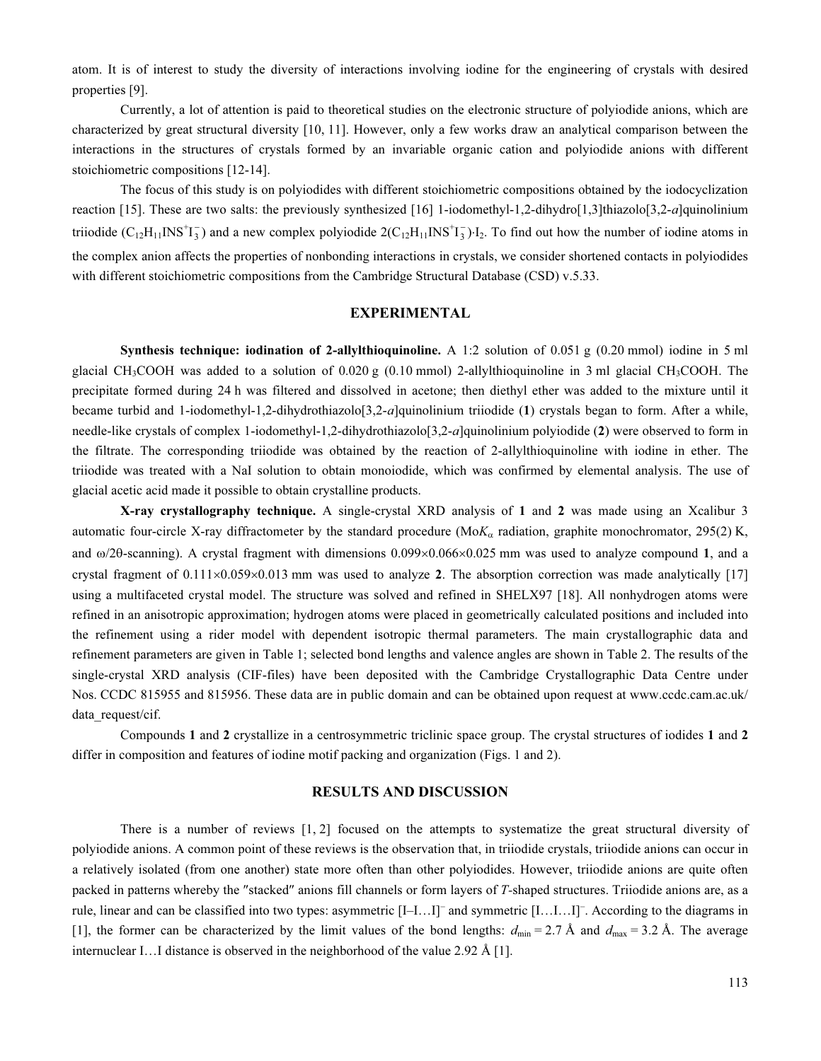atom. It is of interest to study the diversity of interactions involving iodine for the engineering of crystals with desired properties [9].

Currently, a lot of attention is paid to theoretical studies on the electronic structure of polyiodide anions, which are characterized by great structural diversity [10, 11]. However, only a few works draw an analytical comparison between the interactions in the structures of crystals formed by an invariable organic cation and polyiodide anions with different stoichiometric compositions [12-14].

The focus of this study is on polyiodides with different stoichiometric compositions obtained by the iodocyclization reaction [15]. These are two salts: the previously synthesized [16] 1-iodomethyl-1,2-dihydro[1,3]thiazolo[3,2-*a*]quinolinium triiodide ($C_{12}H_{11}INS^{+}I_3^{-}$) and a new complex polyiodide $2(C_{12}H_{11}INS^{+}I_3^{-})\cdot I_2$. To find out how the number of iodine atoms in the complex anion affects the properties of nonbonding interactions in crystals, we consider shortened contacts in polyiodides with different stoichiometric compositions from the Cambridge Structural Database (CSD) v.5.33.

## EXPERIMENTAL

**Synthesis technique: iodination of 2-allylthioquinoline.** A 1:2 solution of 0.051 g (0.20 mmol) iodine in 5 ml glacial $CH_3COOH$ was added to a solution of 0.020 g (0.10 mmol) 2-allylthioquinoline in 3 ml glacial $CH_3COOH$. The precipitate formed during 24 h was filtered and dissolved in acetone; then diethyl ether was added to the mixture until it became turbid and 1-iodomethyl-1,2-dihydrothiazolo[3,2-*a*]quinolinium triiodide (**1**) crystals began to form. After a while, needle-like crystals of complex 1-iodomethyl-1,2-dihydrothiazolo[3,2-*a*]quinolinium polyiodide (**2**) were observed to form in the filtrate. The corresponding triiodide was obtained by the reaction of 2-allylthioquinoline with iodine in ether. The triiodide was treated with a NaI solution to obtain monoiodide, which was confirmed by elemental analysis. The use of glacial acetic acid made it possible to obtain crystalline products.

**X-ray crystallography technique.** A single-crystal XRD analysis of **1** and **2** was made using an Xcalibur 3 automatic four-circle X-ray diffractometer by the standard procedure (Mo$K_\alpha$ radiation, graphite monochromator, 295(2) K, and $\omega/2\theta$-scanning). A crystal fragment with dimensions 0.099×0.066×0.025 mm was used to analyze compound **1**, and a crystal fragment of 0.111×0.059×0.013 mm was used to analyze **2**. The absorption correction was made analytically [17] using a multifaceted crystal model. The structure was solved and refined in SHELX97 [18]. All nonhydrogen atoms were refined in an anisotropic approximation; hydrogen atoms were placed in geometrically calculated positions and included into the refinement using a rider model with dependent isotropic thermal parameters. The main crystallographic data and refinement parameters are given in Table 1; selected bond lengths and valence angles are shown in Table 2. The results of the single-crystal XRD analysis (CIF-files) have been deposited with the Cambridge Crystallographic Data Centre under Nos. CCDC 815955 and 815956. These data are in public domain and can be obtained upon request at www.ccdc.cam.ac.uk/data_request/cif.

Compounds **1** and **2** crystallize in a centrosymmetric triclinic space group. The crystal structures of iodides **1** and **2** differ in composition and features of iodine motif packing and organization (Figs. 1 and 2).

## RESULTS AND DISCUSSION

There is a number of reviews [1, 2] focused on the attempts to systematize the great structural diversity of polyiodide anions. A common point of these reviews is the observation that, in triiodide crystals, triiodide anions can occur in a relatively isolated (from one another) state more often than other polyiodides. However, triiodide anions are quite often packed in patterns whereby the ″stacked″ anions fill channels or form layers of *T*-shaped structures. Triiodide anions are, as a rule, linear and can be classified into two types: asymmetric $[I–I…I]^-$ and symmetric $[I…I…I]^-$. According to the diagrams in [1], the former can be characterized by the limit values of the bond lengths: $d_{min} = 2.7$ Å and $d_{max} = 3.2$ Å. The average internuclear I…I distance is observed in the neighborhood of the value 2.92 Å [1].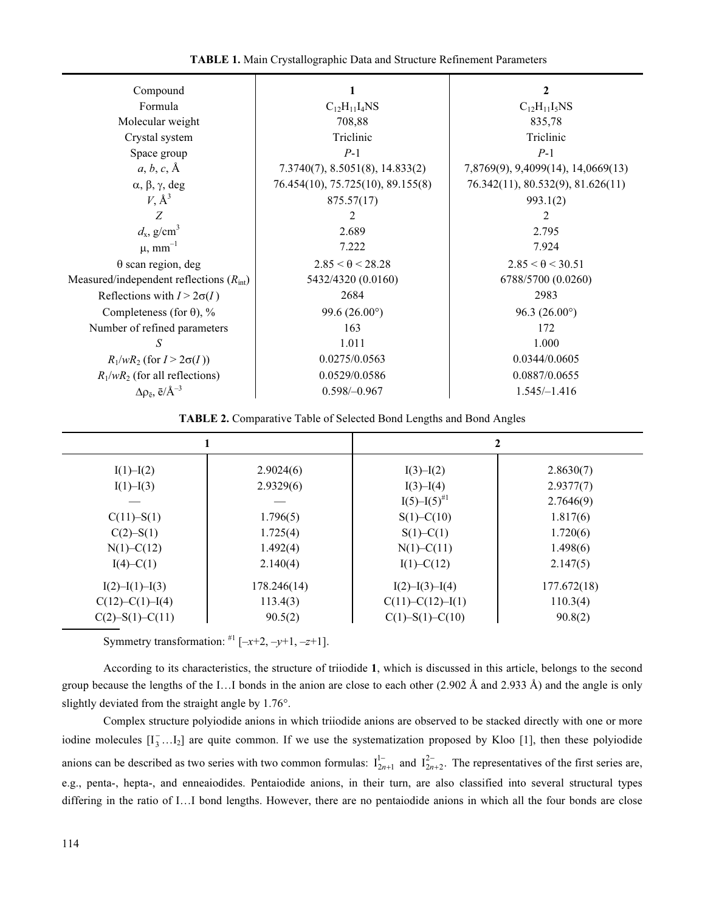**TABLE 1.** Main Crystallographic Data and Structure Refinement Parameters

| Compound | **1** | **2** |
|---|---|---|
| Formula | $C_{12}H_{11}I_4NS$ | $C_{12}H_{11}I_5NS$ |
| Molecular weight | 708,88 | 835,78 |
| Crystal system | Triclinic | Triclinic |
| Space group | *P*-1 | *P*-1 |
| *a*, *b*, *c*, Å | 7.3740(7), 8.5051(8), 14.833(2) | 7,8769(9), 9,4099(14), 14,0669(13) |
| α, β, γ, deg | 76.454(10), 75.725(10), 89.155(8) | 76.342(11), 80.532(9), 81.626(11) |
| *V*, Å$^3$ | 875.57(17) | 993.1(2) |
| *Z* | 2 | 2 |
| $d_x$, g/cm$^3$ | 2.689 | 2.795 |
| μ, mm$^{-1}$ | 7.222 | 7.924 |
| θ scan region, deg | 2.85 < θ < 28.28 | 2.85 < θ < 30.51 |
| Measured/independent reflections ($R_{int}$) | 5432/4320 (0.0160) | 6788/5700 (0.0260) |
| Reflections with $I > 2\sigma(I)$ | 2684 | 2983 |
| Completeness (for θ), % | 99.6 (26.00°) | 96.3 (26.00°) |
| Number of refined parameters | 163 | 172 |
| *S* | 1.011 | 1.000 |
| $R_1$/$wR_2$ (for $I > 2\sigma(I)$) | 0.0275/0.0563 | 0.0344/0.0605 |
| $R_1$/$wR_2$ (for all reflections) | 0.0529/0.0586 | 0.0887/0.0655 |
| $\Delta\rho_{\bar{e}}$, ē/Å$^{-3}$ | 0.598/–0.967 | 1.545/–1.416 |

**TABLE 2.** Comparative Table of Selected Bond Lengths and Bond Angles

| **1** | | **2** | |
|---|---|---|---|
| I(1)–I(2) | 2.9024(6) | I(3)–I(2) | 2.8630(7) |
| I(1)–I(3) | 2.9329(6) | I(3)–I(4) | 2.9377(7) |
| — | — | I(5)–I(5)$^{\#1}$ | 2.7646(9) |
| C(11)–S(1) | 1.796(5) | S(1)–C(10) | 1.817(6) |
| C(2)–S(1) | 1.725(4) | S(1)–C(1) | 1.720(6) |
| N(1)–C(12) | 1.492(4) | N(1)–C(11) | 1.498(6) |
| I(4)–C(1) | 2.140(4) | I(1)–C(12) | 2.147(5) |
| I(2)–I(1)–I(3) | 178.246(14) | I(2)–I(3)–I(4) | 177.672(18) |
| C(12)–C(1)–I(4) | 113.4(3) | C(11)–C(12)–I(1) | 110.3(4) |
| C(2)–S(1)–C(11) | 90.5(2) | C(1)–S(1)–C(10) | 90.8(2) |

Symmetry transformation: $^{\#1}$ [–*x*+2, –*y*+1, –*z*+1].

According to its characteristics, the structure of triiodide **1**, which is discussed in this article, belongs to the second group because the lengths of the I…I bonds in the anion are close to each other (2.902 Å and 2.933 Å) and the angle is only slightly deviated from the straight angle by 1.76°.

Complex structure polyiodide anions in which triiodide anions are observed to be stacked directly with one or more iodine molecules [$I_3^-$…$I_2$] are quite common. If we use the systematization proposed by Kloo [1], then these polyiodide anions can be described as two series with two common formulas: $I_{2n+1}^{1-}$ and $I_{2n+2}^{2-}$. The representatives of the first series are, e.g., penta-, hepta-, and enneaiodides. Pentaiodide anions, in their turn, are also classified into several structural types differing in the ratio of I…I bond lengths. However, there are no pentaiodide anions in which all the four bonds are close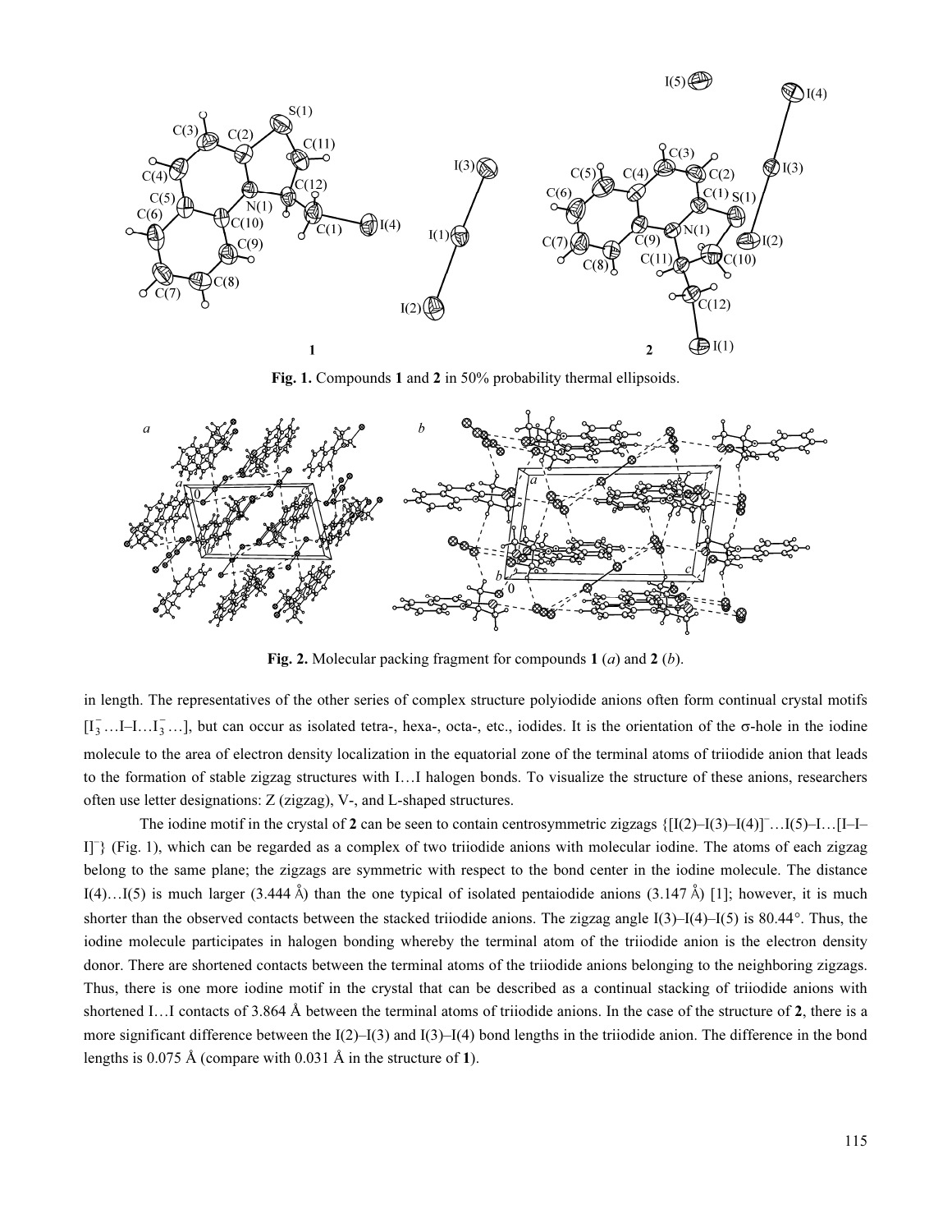**Fig. 1.** Compounds **1** and **2** in 50% probability thermal ellipsoids.

**Fig. 2.** Molecular packing fragment for compounds **1** (*a*) and **2** (*b*).

in length. The representatives of the other series of complex structure polyiodide anions often form continual crystal motifs $[I_3^- \ldots I\text{–}I \ldots I_3^- \ldots]$, but can occur as isolated tetra-, hexa-, octa-, etc., iodides. It is the orientation of the σ-hole in the iodine molecule to the area of electron density localization in the equatorial zone of the terminal atoms of triiodide anion that leads to the formation of stable zigzag structures with I…I halogen bonds. To visualize the structure of these anions, researchers often use letter designations: Z (zigzag), V-, and L-shaped structures.

The iodine motif in the crystal of **2** can be seen to contain centrosymmetric zigzags $\{[I(2)\text{–}I(3)\text{–}I(4)]^- \ldots I(5)\text{–}I \ldots [I\text{–}I\text{–}I]^-\}$ (Fig. 1), which can be regarded as a complex of two triiodide anions with molecular iodine. The atoms of each zigzag belong to the same plane; the zigzags are symmetric with respect to the bond center in the iodine molecule. The distance I(4)…I(5) is much larger (3.444 Å) than the one typical of isolated pentaiodide anions (3.147 Å) [1]; however, it is much shorter than the observed contacts between the stacked triiodide anions. The zigzag angle I(3)–I(4)–I(5) is 80.44°. Thus, the iodine molecule participates in halogen bonding whereby the terminal atom of the triiodide anion is the electron density donor. There are shortened contacts between the terminal atoms of the triiodide anions belonging to the neighboring zigzags. Thus, there is one more iodine motif in the crystal that can be described as a continual stacking of triiodide anions with shortened I…I contacts of 3.864 Å between the terminal atoms of triiodide anions. In the case of the structure of **2**, there is a more significant difference between the I(2)–I(3) and I(3)–I(4) bond lengths in the triiodide anion. The difference in the bond lengths is 0.075 Å (compare with 0.031 Å in the structure of **1**).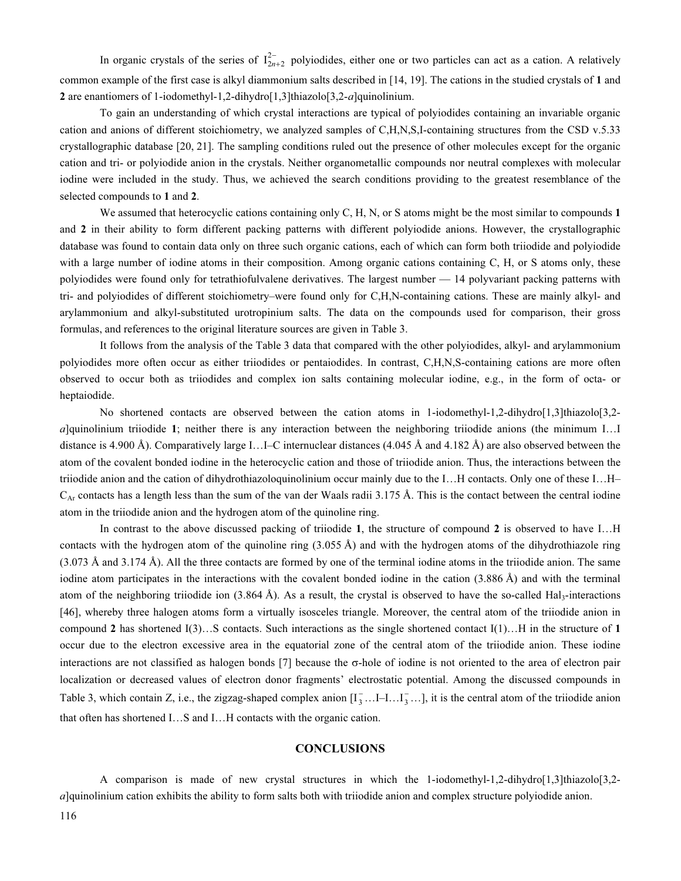In organic crystals of the series of $I_{2n+2}^{2-}$ polyiodides, either one or two particles can act as a cation. A relatively common example of the first case is alkyl diammonium salts described in [14, 19]. The cations in the studied crystals of **1** and **2** are enantiomers of 1-iodomethyl-1,2-dihydro[1,3]thiazolo[3,2-*a*]quinolinium.

To gain an understanding of which crystal interactions are typical of polyiodides containing an invariable organic cation and anions of different stoichiometry, we analyzed samples of C,H,N,S,I-containing structures from the CSD v.5.33 crystallographic database [20, 21]. The sampling conditions ruled out the presence of other molecules except for the organic cation and tri- or polyiodide anion in the crystals. Neither organometallic compounds nor neutral complexes with molecular iodine were included in the study. Thus, we achieved the search conditions providing to the greatest resemblance of the selected compounds to **1** and **2**.

We assumed that heterocyclic cations containing only C, H, N, or S atoms might be the most similar to compounds **1** and **2** in their ability to form different packing patterns with different polyiodide anions. However, the crystallographic database was found to contain data only on three such organic cations, each of which can form both triiodide and polyiodide with a large number of iodine atoms in their composition. Among organic cations containing C, H, or S atoms only, these polyiodides were found only for tetrathiofulvalene derivatives. The largest number — 14 polyvariant packing patterns with tri- and polyiodides of different stoichiometry–were found only for C,H,N-containing cations. These are mainly alkyl- and arylammonium and alkyl-substituted urotropinium salts. The data on the compounds used for comparison, their gross formulas, and references to the original literature sources are given in Table 3.

It follows from the analysis of the Table 3 data that compared with the other polyiodides, alkyl- and arylammonium polyiodides more often occur as either triiodides or pentaiodides. In contrast, C,H,N,S-containing cations are more often observed to occur both as triiodides and complex ion salts containing molecular iodine, e.g., in the form of octa- or heptaiodide.

No shortened contacts are observed between the cation atoms in 1-iodomethyl-1,2-dihydro[1,3]thiazolo[3,2-*a*]quinolinium triiodide **1**; neither there is any interaction between the neighboring triiodide anions (the minimum I…I distance is 4.900 Å). Comparatively large I…I–C internuclear distances (4.045 Å and 4.182 Å) are also observed between the atom of the covalent bonded iodine in the heterocyclic cation and those of triiodide anion. Thus, the interactions between the triiodide anion and the cation of dihydrothiazoloquinolinium occur mainly due to the I…H contacts. Only one of these I…H–$C_{Ar}$ contacts has a length less than the sum of the van der Waals radii 3.175 Å. This is the contact between the central iodine atom in the triiodide anion and the hydrogen atom of the quinoline ring.

In contrast to the above discussed packing of triiodide **1**, the structure of compound **2** is observed to have I…H contacts with the hydrogen atom of the quinoline ring (3.055 Å) and with the hydrogen atoms of the dihydrothiazole ring (3.073 Å and 3.174 Å). All the three contacts are formed by one of the terminal iodine atoms in the triiodide anion. The same iodine atom participates in the interactions with the covalent bonded iodine in the cation (3.886 Å) and with the terminal atom of the neighboring triiodide ion (3.864 Å). As a result, the crystal is observed to have the so-called $Hal_3$-interactions [46], whereby three halogen atoms form a virtually isosceles triangle. Moreover, the central atom of the triiodide anion in compound **2** has shortened I(3)…S contacts. Such interactions as the single shortened contact I(1)…H in the structure of **1** occur due to the electron excessive area in the equatorial zone of the central atom of the triiodide anion. These iodine interactions are not classified as halogen bonds [7] because the σ-hole of iodine is not oriented to the area of electron pair localization or decreased values of electron donor fragments' electrostatic potential. Among the discussed compounds in Table 3, which contain Z, i.e., the zigzag-shaped complex anion [$I_3^-$…I–I…$I_3^-$…], it is the central atom of the triiodide anion that often has shortened I…S and I…H contacts with the organic cation.

## CONCLUSIONS

A comparison is made of new crystal structures in which the 1-iodomethyl-1,2-dihydro[1,3]thiazolo[3,2-*a*]quinolinium cation exhibits the ability to form salts both with triiodide anion and complex structure polyiodide anion.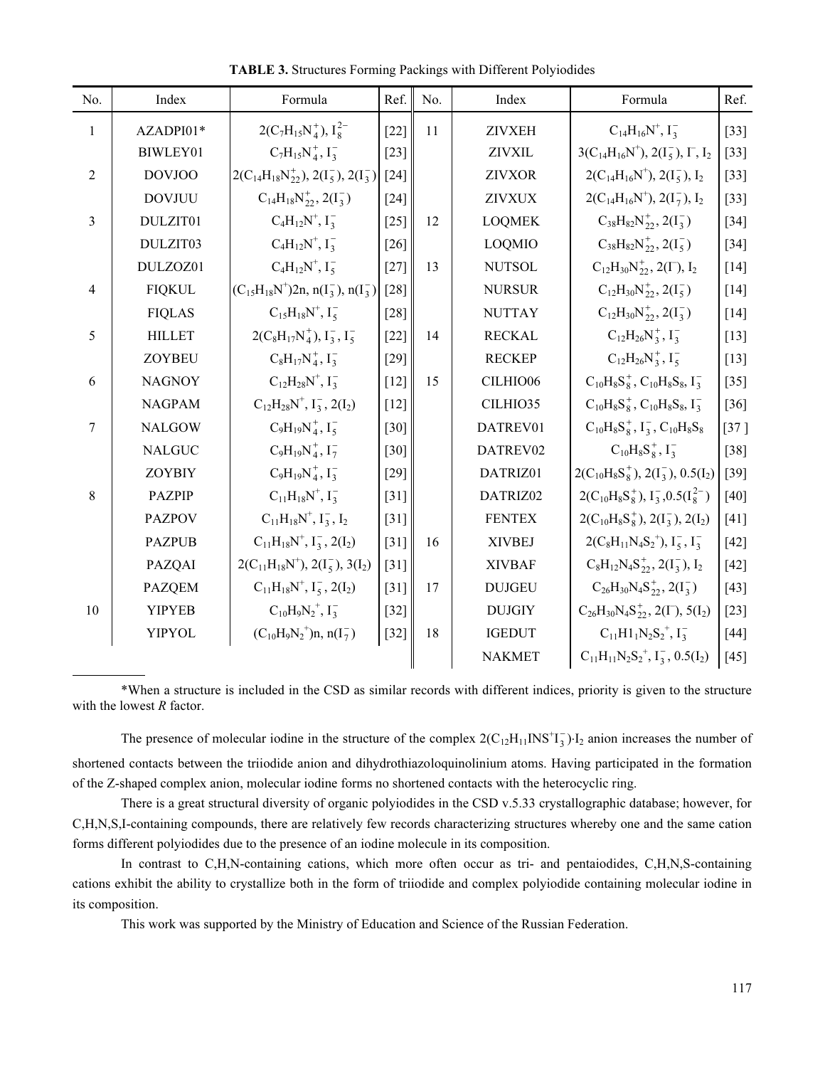**TABLE 3.** Structures Forming Packings with Different Polyiodides

| No. | Index | Formula | Ref. | No. | Index | Formula | Ref. |
|---|---|---|---|---|---|---|---|
| 1 | AZADPI01* | $2(C_7H_{15}N_4^+), I_8^{2-}$ | [22] | 11 | ZIVXEH | $C_{14}H_{16}N^+, I_3^-$ | [33] |
| | BIWLEY01 | $C_7H_{15}N_4^+, I_3^-$ | [23] | | ZIVXIL | $3(C_{14}H_{16}N^+), 2(I_5^-), I^-, I_2$ | [33] |
| 2 | DOVJOO | $2(C_{14}H_{18}N_{22}^+), 2(I_5^-), 2(I_3^-)$ | [24] | | ZIVXOR | $2(C_{14}H_{16}N^+), 2(I_5^-), I_2$ | [33] |
| | DOVJUU | $C_{14}H_{18}N_{22}^+, 2(I_3^-)$ | [24] | | ZIVXUX | $2(C_{14}H_{16}N^+), 2(I_7^-), I_2$ | [33] |
| 3 | DULZIT01 | $C_4H_{12}N^+, I_3^-$ | [25] | 12 | LOQMEK | $C_{38}H_{82}N_{22}^+, 2(I_3^-)$ | [34] |
| | DULZIT03 | $C_4H_{12}N^+, I_3^-$ | [26] | | LOQMIO | $C_{38}H_{82}N_{22}^+, 2(I_5^-)$ | [34] |
| | DULZOZ01 | $C_4H_{12}N^+, I_5^-$ | [27] | 13 | NUTSOL | $C_{12}H_{30}N_{22}^+, 2(I^-), I_2$ | [14] |
| 4 | FIQKUL | $(C_{15}H_{18}N^+)2n, n(I_3^-), n(I_3^-)$ | [28] | | NURSUR | $C_{12}H_{30}N_{22}^+, 2(I_5^-)$ | [14] |
| | FIQLAS | $C_{15}H_{18}N^+, I_5^-$ | [28] | | NUTTAY | $C_{12}H_{30}N_{22}^+, 2(I_3^-)$ | [14] |
| 5 | HILLET | $2(C_8H_{17}N_4^+), I_3^-, I_5^-$ | [22] | 14 | RECKAL | $C_{12}H_{26}N_3^+, I_3^-$ | [13] |
| | ZOYBEU | $C_8H_{17}N_4^+, I_3^-$ | [29] | | RECKEP | $C_{12}H_{26}N_3^+, I_5^-$ | [13] |
| 6 | NAGNOY | $C_{12}H_{28}N^+, I_3^-$ | [12] | 15 | CILHIO06 | $C_{10}H_8S_8^+, C_{10}H_8S_8, I_3^-$ | [35] |
| | NAGPAM | $C_{12}H_{28}N^+, I_3^-, 2(I_2)$ | [12] | | CILHIO35 | $C_{10}H_8S_8^+, C_{10}H_8S_8, I_3^-$ | [36] |
| 7 | NALGOW | $C_9H_{19}N_4^+, I_5^-$ | [30] | | DATREV01 | $C_{10}H_8S_8^+, I_3^-, C_{10}H_8S_8$ | [37 ] |
| | NALGUC | $C_9H_{19}N_4^+, I_7^-$ | [30] | | DATREV02 | $C_{10}H_8S_8^+, I_3^-$ | [38] |
| | ZOYBIY | $C_9H_{19}N_4^+, I_3^-$ | [29] | | DATRIZ01 | $2(C_{10}H_8S_8^+), 2(I_3^-), 0.5(I_2)$ | [39] |
| 8 | PAZPIP | $C_{11}H_{18}N^+, I_3^-$ | [31] | | DATRIZ02 | $2(C_{10}H_8S_8^+), I_3^-, 0.5(I_8^{2-})$ | [40] |
| | PAZPOV | $C_{11}H_{18}N^+, I_3^-, I_2$ | [31] | | FENTEX | $2(C_{10}H_8S_8^+), 2(I_3^-), 2(I_2)$ | [41] |
| | PAZPUB | $C_{11}H_{18}N^+, I_3^-, 2(I_2)$ | [31] | 16 | XIVBEJ | $2(C_8H_{11}N_4S_2^+), I_5^-, I_3^-$ | [42] |
| | PAZQAI | $2(C_{11}H_{18}N^+), 2(I_5^-), 3(I_2)$ | [31] | | XIVBAF | $C_8H_{12}N_4S_{22}^+, 2(I_3^-), I_2$ | [42] |
| | PAZQEM | $C_{11}H_{18}N^+, I_5^-, 2(I_2)$ | [31] | 17 | DUJGEU | $C_{26}H_{30}N_4S_{22}^+, 2(I_3^-)$ | [43] |
| 10 | YIPYEB | $C_{10}H_9N_2^+, I_3^-$ | [32] | | DUJGIY | $C_{26}H_{30}N_4S_{22}^+, 2(I^-), 5(I_2)$ | [23] |
| | YIPYOL | $(C_{10}H_9N_2^+)n, n(I_7^-)$ | [32] | 18 | IGEDUT | $C_{11}H1_1N_2S_2^+, I_3^-$ | [44] |
| | | | | | NAKMET | $C_{11}H_{11}N_2S_2^+, I_3^-, 0.5(I_2)$ | [45] |

*When a structure is included in the CSD as similar records with different indices, priority is given to the structure with the lowest *R* factor.

The presence of molecular iodine in the structure of the complex $2(C_{12}H_{11}INS^+I_3^-)\cdot I_2$ anion increases the number of shortened contacts between the triiodide anion and dihydrothiazoloquinolinium atoms. Having participated in the formation of the Z-shaped complex anion, molecular iodine forms no shortened contacts with the heterocyclic ring.

There is a great structural diversity of organic polyiodides in the CSD v.5.33 crystallographic database; however, for C,H,N,S,I-containing compounds, there are relatively few records characterizing structures whereby one and the same cation forms different polyiodides due to the presence of an iodine molecule in its composition.

In contrast to C,H,N-containing cations, which more often occur as tri- and pentaiodides, C,H,N,S-containing cations exhibit the ability to crystallize both in the form of triiodide and complex polyiodide containing molecular iodine in its composition.

This work was supported by the Ministry of Education and Science of the Russian Federation.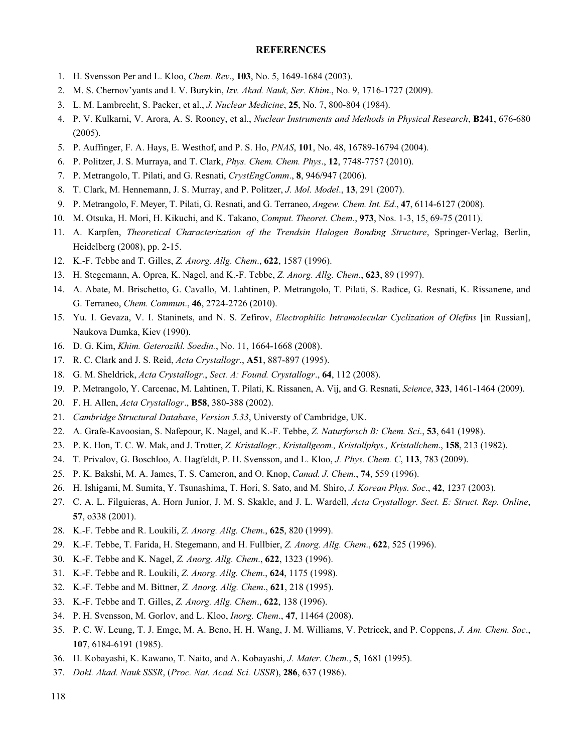## REFERENCES

1. H. Svensson Per and L. Kloo, *Chem. Rev*., **103**, No. 5, 1649-1684 (2003).
2. M. S. Chernov'yants and I. V. Burykin, *Izv. Akad. Nauk, Ser. Khim*., No. 9, 1716-1727 (2009).
3. L. M. Lambrecht, S. Packer, et al., *J. Nuclear Medicine*, **25**, No. 7, 800-804 (1984).
4. P. V. Kulkarni, V. Arora, A. S. Rooney, et al., *Nuclear Instruments and Methods in Physical Research*, **B241**, 676-680 (2005).
5. P. Auffinger, F. A. Hays, E. Westhof, and P. S. Ho, *PNAS*, **101**, No. 48, 16789-16794 (2004).
6. P. Politzer, J. S. Murraya, and T. Clark, *Phys. Chem. Chem. Phys*., **12**, 7748-7757 (2010).
7. P. Metrangolo, T. Pilati, and G. Resnati, *CrystEngComm*., **8**, 946/947 (2006).
8. T. Clark, M. Hennemann, J. S. Murray, and P. Politzer, *J. Mol. Model*., **13**, 291 (2007).
9. P. Metrangolo, F. Meyer, T. Pilati, G. Resnati, and G. Terraneo, *Angew. Chem. Int. Ed*., **47**, 6114-6127 (2008).
10. M. Otsuka, H. Mori, H. Kikuchi, and K. Takano, *Comput. Theoret. Chem*., **973**, Nos. 1-3, 15, 69-75 (2011).
11. A. Karpfen, *Theoretical Characterization of the Trendsin Halogen Bonding Structure*, Springer-Verlag, Berlin, Heidelberg (2008), pp. 2-15.
12. K.-F. Tebbe and T. Gilles, *Z. Anorg. Allg. Chem*., **622**, 1587 (1996).
13. H. Stegemann, A. Oprea, K. Nagel, and K.-F. Tebbe, *Z. Anorg. Allg. Chem*., **623**, 89 (1997).
14. A. Abate, M. Brischetto, G. Cavallo, M. Lahtinen, P. Metrangolo, T. Pilati, S. Radice, G. Resnati, K. Rissanene, and G. Terraneo, *Chem. Commun*., **46**, 2724-2726 (2010).
15. Yu. I. Gevaza, V. I. Staninets, and N. S. Zefirov, *Electrophilic Intramolecular Cyclization of Olefins* [in Russian], Naukova Dumka, Kiev (1990).
16. D. G. Kim, *Khim. Geterozikl. Soedin.*, No. 11, 1664-1668 (2008).
17. R. C. Clark and J. S. Reid, *Acta Crystallogr*., **A51**, 887-897 (1995).
18. G. M. Sheldrick, *Acta Crystallogr*., *Sect. A: Found. Crystallogr*., **64**, 112 (2008).
19. P. Metrangolo, Y. Carcenac, M. Lahtinen, T. Pilati, K. Rissanen, A. Vij, and G. Resnati, *Science*, **323**, 1461-1464 (2009).
20. F. H. Allen, *Acta Crystallogr*., **B58**, 380-388 (2002).
21. *Cambridge Structural Database*, *Version 5.33*, Universty of Cambridge, UK.
22. A. Grafe-Kavoosian, S. Nafepour, K. Nagel, and K.-F. Tebbe, *Z. Naturforsch B: Chem. Sci*., **53**, 641 (1998).
23. P. K. Hon, T. C. W. Mak, and J. Trotter, *Z. Kristallogr., Kristallgeom., Kristallphys., Kristallchem*., **158**, 213 (1982).
24. T. Privalov, G. Boschloo, A. Hagfeldt, P. H. Svensson, and L. Kloo, *J. Phys. Chem. C*, **113**, 783 (2009).
25. P. K. Bakshi, M. A. James, T. S. Cameron, and O. Knop, *Canad. J. Chem*., **74**, 559 (1996).
26. H. Ishigami, M. Sumita, Y. Tsunashima, T. Hori, S. Sato, and M. Shiro, *J. Korean Phys. Soc*., **42**, 1237 (2003).
27. C. A. L. Filguieras, A. Horn Junior, J. M. S. Skakle, and J. L. Wardell, *Acta Crystallogr. Sect. E: Struct. Rep. Online*, **57**, o338 (2001).
28. K.-F. Tebbe and R. Loukili, *Z. Anorg. Allg. Chem*., **625**, 820 (1999).
29. K.-F. Tebbe, T. Farida, H. Stegemann, and H. Fullbier, *Z. Anorg. Allg. Chem*., **622**, 525 (1996).
30. K.-F. Tebbe and K. Nagel, *Z. Anorg. Allg. Chem*., **622**, 1323 (1996).
31. K.-F. Tebbe and R. Loukili, *Z. Anorg. Allg. Chem*., **624**, 1175 (1998).
32. K.-F. Tebbe and M. Bittner, *Z. Anorg. Allg. Chem*., **621**, 218 (1995).
33. K.-F. Tebbe and T. Gilles, *Z. Anorg. Allg. Chem*., **622**, 138 (1996).
34. P. H. Svensson, M. Gorlov, and L. Kloo, *Inorg. Chem*., **47**, 11464 (2008).
35. P. C. W. Leung, T. J. Emge, M. A. Beno, H. H. Wang, J. M. Williams, V. Petricek, and P. Coppens, *J. Am. Chem. Soc*., **107**, 6184-6191 (1985).
36. H. Kobayashi, K. Kawano, T. Naito, and A. Kobayashi, *J. Mater. Chem*., **5**, 1681 (1995).
37. *Dokl. Akad. Nauk SSSR*, (*Proc. Nat. Acad. Sci. USSR*), **286**, 637 (1986).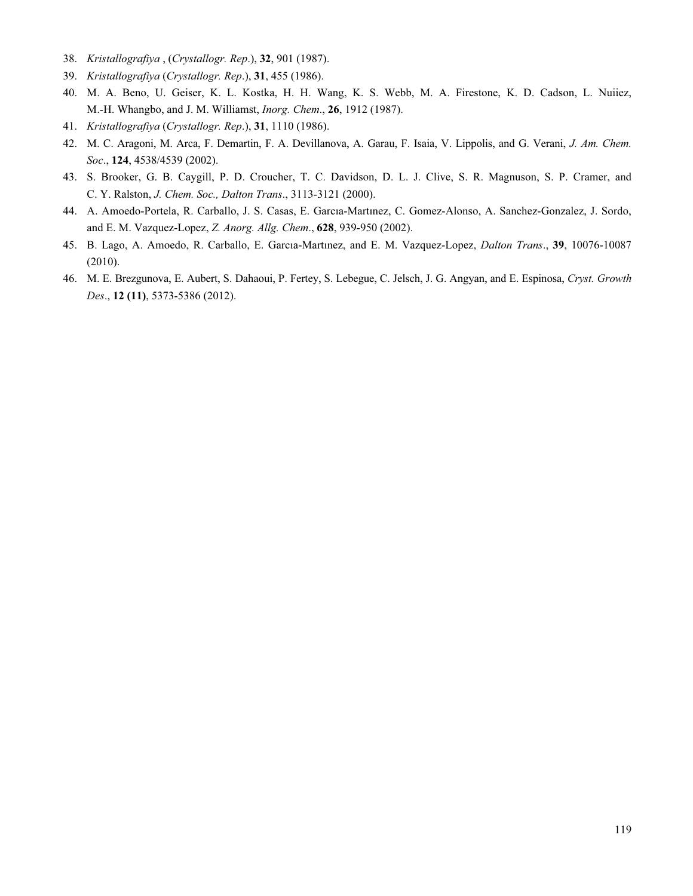38. *Kristallografiya* , (*Crystallogr. Rep*.), **32**, 901 (1987).
39. *Kristallografiya* (*Crystallogr. Rep*.), **31**, 455 (1986).
40. M. A. Beno, U. Geiser, K. L. Kostka, H. H. Wang, K. S. Webb, M. A. Firestone, K. D. Cadson, L. Nuiiez, M.-H. Whangbo, and J. M. Williamst, *Inorg. Chem*., **26**, 1912 (1987).
41. *Kristallografiya* (*Crystallogr. Rep*.), **31**, 1110 (1986).
42. M. C. Aragoni, M. Arca, F. Demartin, F. A. Devillanova, A. Garau, F. Isaia, V. Lippolis, and G. Verani, *J. Am. Chem. Soc*., **124**, 4538/4539 (2002).
43. S. Brooker, G. B. Caygill, P. D. Croucher, T. C. Davidson, D. L. J. Clive, S. R. Magnuson, S. P. Cramer, and C. Y. Ralston, *J. Chem. Soc., Dalton Trans*., 3113-3121 (2000).
44. A. Amoedo-Portela, R. Carballo, J. S. Casas, E. Garcıa-Martınez, C. Gomez-Alonso, A. Sanchez-Gonzalez, J. Sordo, and E. M. Vazquez-Lopez, *Z. Anorg. Allg. Chem*., **628**, 939-950 (2002).
45. B. Lago, A. Amoedo, R. Carballo, E. Garcıa-Martınez, and E. M. Vazquez-Lopez, *Dalton Trans*., **39**, 10076-10087 (2010).
46. M. E. Brezgunova, E. Aubert, S. Dahaoui, P. Fertey, S. Lebegue, C. Jelsch, J. G. Angyan, and E. Espinosa, *Cryst. Growth Des*., **12 (11)**, 5373-5386 (2012).